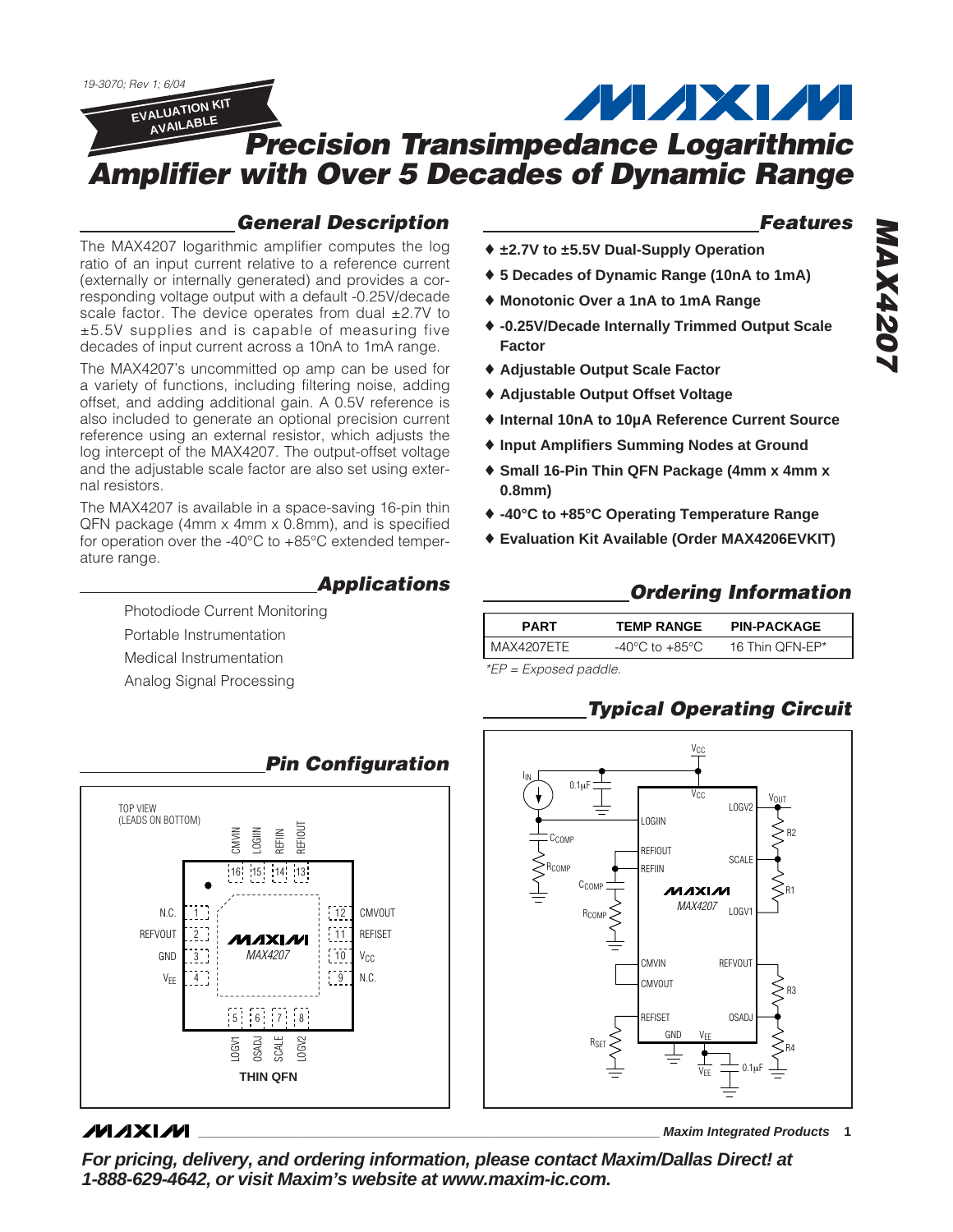19-3070; Rev 1; 6/04

EVALUATION KIT AVAILABLE

# Precision Transimpedance Logarithmic Amplifier with Over 5 Decades of Dynamic Range

## General Description

The MAX4207 logarithmic amplifier computes the log ratio of an input current relative to a reference current (externally or internally generated) and provides a corresponding voltage output with a default -0.25V/decade scale factor. The device operates from dual ±2.7V to ±5.5V supplies and is capable of measuring five decades of input current across a 10nA to 1mA range.

The MAX4207's uncommitted op amp can be used for a variety of functions, including filtering noise, adding offset, and adding additional gain. A 0.5V reference is also included to generate an optional precision current reference using an external resistor, which adjusts the log intercept of the MAX4207. The output-offset voltage and the adjustable scale factor are also set using external resistors.

The MAX4207 is available in a space-saving 16-pin thin QFN package (4mm x 4mm x 0.8mm), and is specified for operation over the -40°C to +85°C extended temperature range.

## Applications

Photodiode Current Monitoring

Portable Instrumentation

Medical Instrumentation

Analog Signal Processing

## Features

- ♦ ±2.7V to ±5.5V Dual-Supply Operation
- ♦ 5 Decades of Dynamic Range (10nA to 1mA)
- ♦ Monotonic Over a 1nA to 1mA Range
- ♦ -0.25V/Decade Internally Trimmed Output Scale Factor
- ♦ Adjustable Output Scale Factor
- ♦ Adjustable Output Offset Voltage
- ♦ Internal 10nA to 10µA Reference Current Source
- ♦ Input Amplifiers Summing Nodes at Ground
- ♦ Small 16-Pin Thin QFN Package (4mm x 4mm x 0.8mm)
- ♦ -40°C to +85°C Operating Temperature Range
- ♦ Evaluation Kit Available (Order MAX4206EVKIT)

## Ordering Information

| PART | TEMP RANGE | PIN-PACKAGE |
|---|---|---|
| MAX4207ETE | -40°C to +85°C | 16 Thin QFN-EP* |

*EP = Exposed paddle.

## Pin Configuration

TOP VIEW (LEADS ON BOTTOM)

| Pin | Name |
|---|---|
| 1 | N.C. |
| 2 | REFVOUT |
| 3 | GND |
| 4 | $V_{EE}$ |
| 5 | LOGV1 |
| 6 | OSADJ |
| 7 | SCALE |
| 8 | LOGV2 |
| 9 | N.C. |
| 10 | $V_{CC}$ |
| 11 | REFISET |
| 12 | CMVOUT |
| 13 | REFIOUT |
| 14 | REFIIN |
| 15 | LOGIIN |
| 16 | CMVIN |

THIN QFN

## Typical Operating Circuit

Maxim Integrated Products

For pricing, delivery, and ordering information, please contact Maxim/Dallas Direct! at 1-888-629-4642, or visit Maxim's website at www.maxim-ic.com.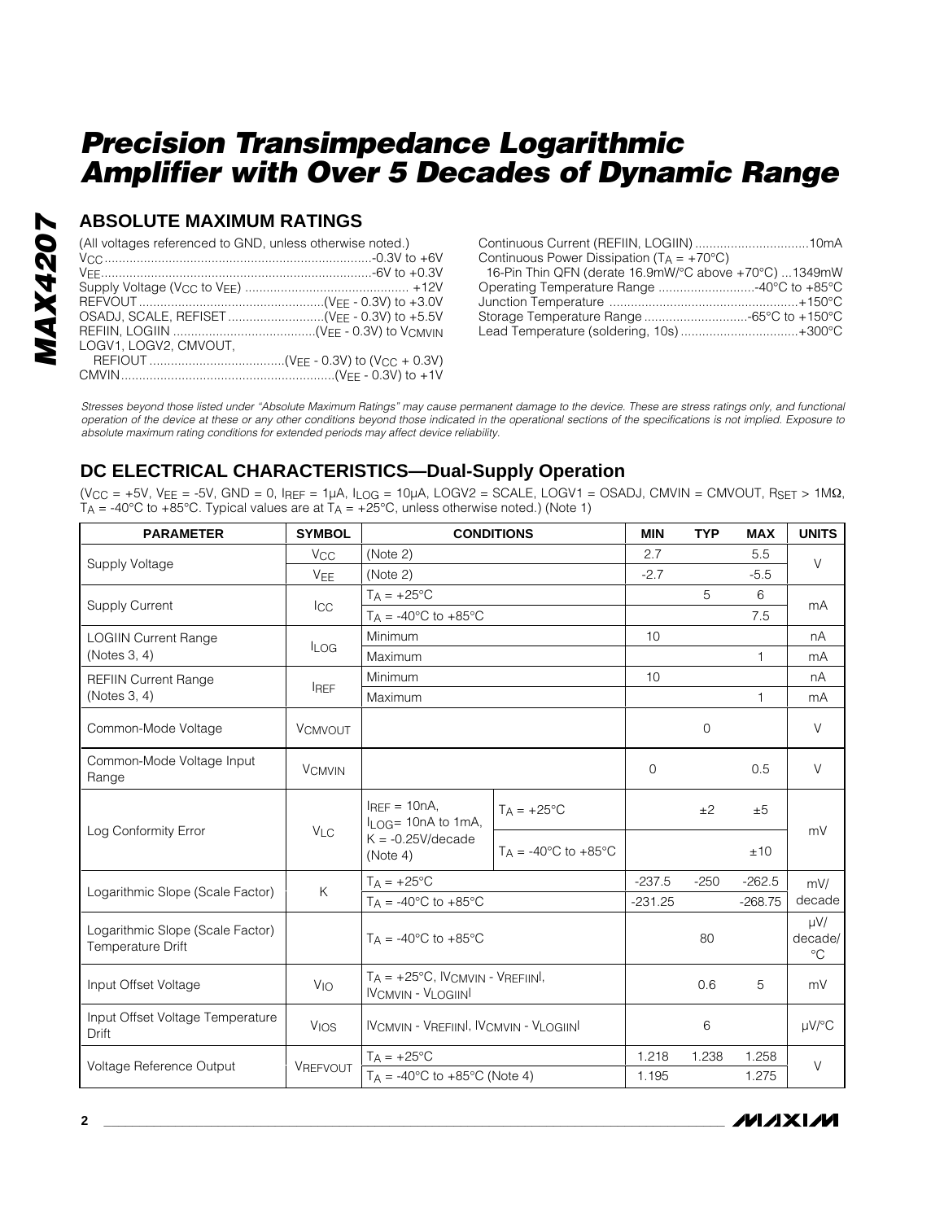# Precision Transimpedance Logarithmic Amplifier with Over 5 Decades of Dynamic Range

## ABSOLUTE MAXIMUM RATINGS

(All voltages referenced to GND, unless otherwise noted.)

$V_{CC}$ .......................................................................-0.3V to +6V
$V_{EE}$ .......................................................................-6V to +0.3V
Supply Voltage ($V_{CC}$ to $V_{EE}$) ............................................. +12V
REFVOUT ....................................................($V_{EE}$ - 0.3V) to +3.0V
OSADJ, SCALE, REFISET ...........................($V_{EE}$ - 0.3V) to +5.5V
REFIIN, LOGIIN ........................................($V_{EE}$ - 0.3V) to $V_{CMVIN}$
LOGV1, LOGV2, CMVOUT,
REFIOUT ......................................($V_{EE}$ - 0.3V) to ($V_{CC}$ + 0.3V)
CMVIN ...........................................................($V_{EE}$ - 0.3V) to +1V

Continuous Current (REFIIN, LOGIIN) ................................10mA
Continuous Power Dissipation ($T_A$ = +70°C)
16-Pin Thin QFN (derate 16.9mW/°C above +70°C) ...1349mW
Operating Temperature Range ...........................-40°C to +85°C
Junction Temperature .....................................................+150°C
Storage Temperature Range .............................-65°C to +150°C
Lead Temperature (soldering, 10s) .................................+300°C

*Stresses beyond those listed under "Absolute Maximum Ratings" may cause permanent damage to the device. These are stress ratings only, and functional operation of the device at these or any other conditions beyond those indicated in the operational sections of the specifications is not implied. Exposure to absolute maximum rating conditions for extended periods may affect device reliability.*

## DC ELECTRICAL CHARACTERISTICS—Dual-Supply Operation

($V_{CC}$ = +5V, $V_{EE}$ = -5V, GND = 0, $I_{REF}$ = 1µA, $I_{LOG}$ = 10µA, LOGV2 = SCALE, LOGV1 = OSADJ, CMVIN = CMVOUT, $R_{SET}$ > 1MΩ, $T_A$ = -40°C to +85°C. Typical values are at $T_A$ = +25°C, unless otherwise noted.) (Note 1)

| PARAMETER | SYMBOL | CONDITIONS | | MIN | TYP | MAX | UNITS |
|---|---|---|---|---|---|---|---|
| Supply Voltage | $V_{CC}$ | (Note 2) | | 2.7 | | 5.5 | V |
| | $V_{EE}$ | (Note 2) | | -2.7 | | -5.5 | |
| Supply Current | $I_{CC}$ | $T_A$ = +25°C | | | 5 | 6 | mA |
| | | $T_A$ = -40°C to +85°C | | | | 7.5 | |
| LOGIIN Current Range (Notes 3, 4) | $I_{LOG}$ | Minimum | | 10 | | | nA |
| | | Maximum | | | | 1 | mA |
| REFIIN Current Range (Notes 3, 4) | $I_{REF}$ | Minimum | | 10 | | | nA |
| | | Maximum | | | | 1 | mA |
| Common-Mode Voltage | $V_{CMVOUT}$ | | | | 0 | | V |
| Common-Mode Voltage Input Range | $V_{CMVIN}$ | | | 0 | | 0.5 | V |
| Log Conformity Error | $V_{LC}$ | $I_{REF}$ = 10nA, $I_{LOG}$= 10nA to 1mA, K = -0.25V/decade (Note 4) | $T_A$ = +25°C | | ±2 | ±5 | mV |
| | | | $T_A$ = -40°C to +85°C | | | ±10 | |
| Logarithmic Slope (Scale Factor) | K | $T_A$ = +25°C | | -237.5 | -250 | -262.5 | mV/decade |
| | | $T_A$ = -40°C to +85°C | | -231.25 | | -268.75 | |
| Logarithmic Slope (Scale Factor) Temperature Drift | | $T_A$ = -40°C to +85°C | | | 80 | | µV/decade/°C |
| Input Offset Voltage | $V_{IO}$ | $T_A$ = +25°C, \|$V_{CMVIN}$ - $V_{REFIIN}$\|, \|$V_{CMVIN}$ - $V_{LOGIIN}$\| | | | 0.6 | 5 | mV |
| Input Offset Voltage Temperature Drift | $V_{IOS}$ | \|$V_{CMVIN}$ - $V_{REFIIN}$\|, \|$V_{CMVIN}$ - $V_{LOGIIN}$\| | | | 6 | | µV/°C |
| Voltage Reference Output | $V_{REFVOUT}$ | $T_A$ = +25°C | | 1.218 | 1.238 | 1.258 | V |
| | | $T_A$ = -40°C to +85°C (Note 4) | | 1.195 | | 1.275 | |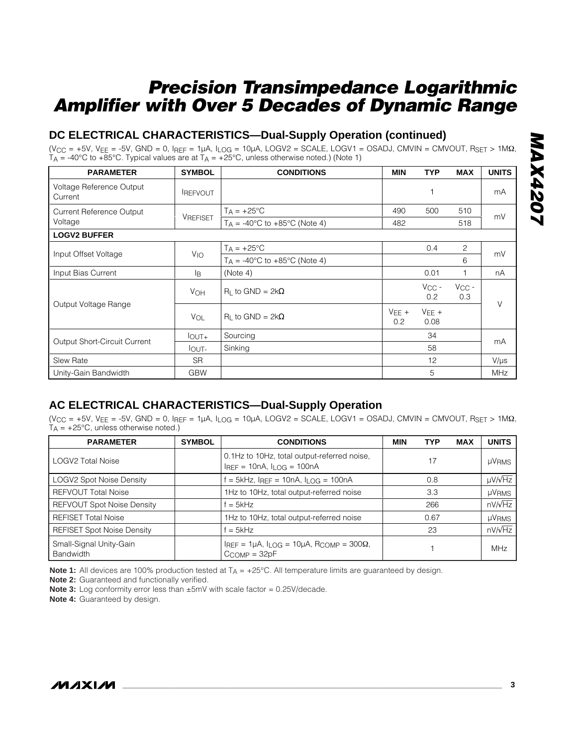## DC ELECTRICAL CHARACTERISTICS—Dual-Supply Operation (continued)

($V_{CC}$ = +5V, $V_{EE}$ = -5V, GND = 0, $I_{REF}$ = 1µA, $I_{LOG}$ = 10µA, LOGV2 = SCALE, LOGV1 = OSADJ, CMVIN = CMVOUT, $R_{SET}$ > 1MΩ, $T_A$ = -40°C to +85°C. Typical values are at $T_A$ = +25°C, unless otherwise noted.) (Note 1)

| PARAMETER | SYMBOL | CONDITIONS | MIN | TYP | MAX | UNITS |
|---|---|---|---|---|---|---|
| Voltage Reference Output Current | $I_{REFVOUT}$ | | | 1 | | mA |
| Current Reference Output Voltage | $V_{REFISET}$ | $T_A$ = +25°C | 490 | 500 | 510 | mV |
| | | $T_A$ = -40°C to +85°C (Note 4) | 482 | | 518 | |
| **LOGV2 BUFFER** | | | | | | |
| Input Offset Voltage | $V_{IO}$ | $T_A$ = +25°C | | 0.4 | 2 | mV |
| | | $T_A$ = -40°C to +85°C (Note 4) | | | 6 | |
| Input Bias Current | $I_B$ | (Note 4) | | 0.01 | 1 | nA |
| Output Voltage Range | $V_{OH}$ | $R_L$ to GND = 2kΩ | | $V_{CC}$ - 0.2 | $V_{CC}$ - 0.3 | V |
| | $V_{OL}$ | $R_L$ to GND = 2kΩ | $V_{EE}$ + 0.2 | $V_{EE}$ + 0.08 | | |
| Output Short-Circuit Current | $I_{OUT+}$ | Sourcing | | 34 | | mA |
| | $I_{OUT-}$ | Sinking | | 58 | | |
| Slew Rate | SR | | | 12 | | V/µs |
| Unity-Gain Bandwidth | GBW | | | 5 | | MHz |

## AC ELECTRICAL CHARACTERISTICS—Dual-Supply Operation

($V_{CC}$ = +5V, $V_{EE}$ = -5V, GND = 0, $I_{REF}$ = 1µA, $I_{LOG}$ = 10µA, LOGV2 = SCALE, LOGV1 = OSADJ, CMVIN = CMVOUT, $R_{SET}$ > 1MΩ, $T_A$ = +25°C, unless otherwise noted.)

| PARAMETER | SYMBOL | CONDITIONS | MIN | TYP | MAX | UNITS |
|---|---|---|---|---|---|---|
| LOGV2 Total Noise | | 0.1Hz to 10Hz, total output-referred noise, $I_{REF}$ = 10nA, $I_{LOG}$ = 100nA | | 17 | | $µV_{RMS}$ |
| LOGV2 Spot Noise Density | | f = 5kHz, $I_{REF}$ = 10nA, $I_{LOG}$ = 100nA | | 0.8 | | µV/√Hz |
| REFVOUT Total Noise | | 1Hz to 10Hz, total output-referred noise | | 3.3 | | $µV_{RMS}$ |
| REFVOUT Spot Noise Density | | f = 5kHz | | 266 | | nV/√Hz |
| REFISET Total Noise | | 1Hz to 10Hz, total output-referred noise | | 0.67 | | $µV_{RMS}$ |
| REFISET Spot Noise Density | | f = 5kHz | | 23 | | nV/√Hz |
| Small-Signal Unity-Gain Bandwidth | | $I_{REF}$ = 1µA, $I_{LOG}$ = 10µA, $R_{COMP}$ = 300Ω, $C_{COMP}$ = 32pF | | 1 | | MHz |

**Note 1:** All devices are 100% production tested at $T_A$ = +25°C. All temperature limits are guaranteed by design.

**Note 2:** Guaranteed and functionally verified.

**Note 3:** Log conformity error less than ±5mV with scale factor = 0.25V/decade.

**Note 4:** Guaranteed by design.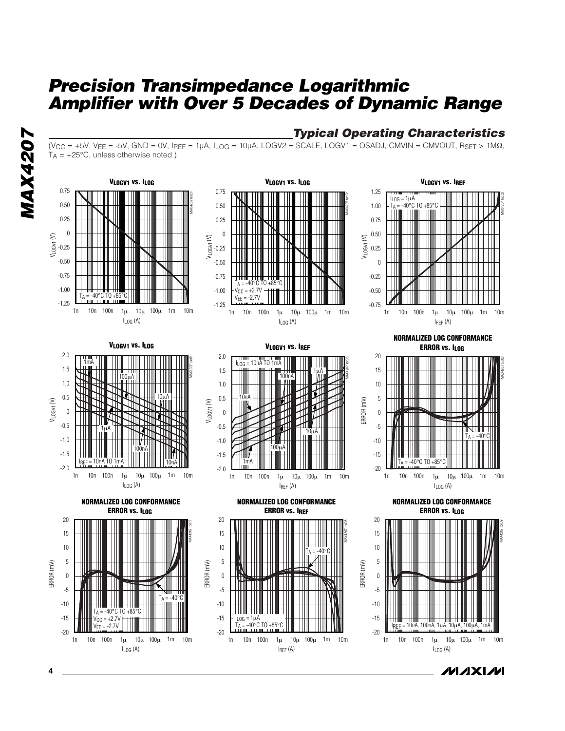## Typical Operating Characteristics

($V_{CC}$ = +5V, $V_{EE}$ = -5V, GND = 0V, $I_{REF}$ = 1µA, $I_{LOG}$ = 10µA, LOGV2 = SCALE, LOGV1 = OSADJ, CMVIN = CMVOUT, $R_{SET}$ > 1MΩ, $T_A$ = +25°C, unless otherwise noted.)

**$V_{LOGV1}$ vs. $I_{LOG}$**

$T_A$ = -40°C TO +85°C

**$V_{LOGV1}$ vs. $I_{LOG}$**

$T_A$ = -40°C TO +85°C, $V_{CC}$ = +2.7V, $V_{EE}$ = -2.7V

**$V_{LOGV1}$ vs. $I_{REF}$**

$I_{LOG}$ = 1µA, $T_A$ = -40°C TO +85°C

**$V_{LOGV1}$ vs. $I_{LOG}$**

$I_{REF}$ = 10nA TO 1mA

**$V_{LOGV1}$ vs. $I_{REF}$**

$I_{LOG}$ = 10nA TO 1mA

**NORMALIZED LOG CONFORMANCE ERROR vs. $I_{LOG}$**

$T_A$ = -40°C TO +85°C

**NORMALIZED LOG CONFORMANCE ERROR vs. $I_{LOG}$**

$T_A$ = -40°C TO +85°C, $V_{CC}$ = +2.7V, $V_{EE}$ = -2.7V

**NORMALIZED LOG CONFORMANCE ERROR vs. $I_{REF}$**

$I_{LOG}$ = 1µA, $T_A$ = -40°C TO +85°C

**NORMALIZED LOG CONFORMANCE ERROR vs. $I_{LOG}$**

$I_{REF}$ = 10nA, 100nA, 1µA, 10µA, 100µA, 1mA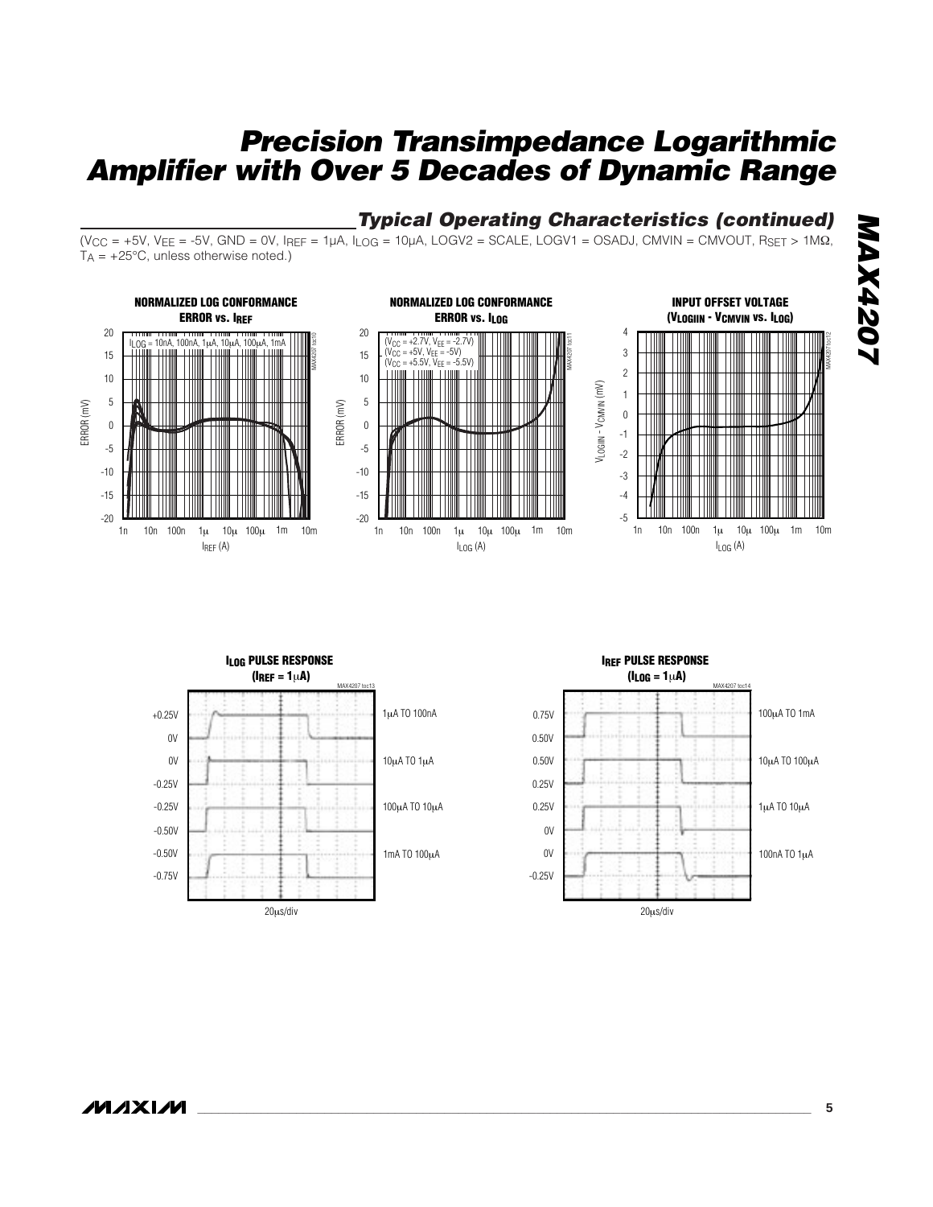## Typical Operating Characteristics (continued)

($V_{CC}$ = +5V, $V_{EE}$ = -5V, GND = 0V, $I_{REF}$ = 1µA, $I_{LOG}$ = 10µA, LOGV2 = SCALE, LOGV1 = OSADJ, CMVIN = CMVOUT, $R_{SET}$ > 1MΩ, $T_A$ = +25°C, unless otherwise noted.)

**NORMALIZED LOG CONFORMANCE ERROR vs. $I_{REF}$**

$I_{LOG}$ = 10nA, 100nA, 1µA, 10µA, 100µA, 1mA

**NORMALIZED LOG CONFORMANCE ERROR vs. $I_{LOG}$**

($V_{CC}$ = +2.7V, $V_{EE}$ = -2.7V)
($V_{CC}$ = +5V, $V_{EE}$ = -5V)
($V_{CC}$ = +5.5V, $V_{EE}$ = -5.5V)

**INPUT OFFSET VOLTAGE ($V_{LOGIIN}$ - $V_{CMVIN}$ vs. $I_{LOG}$)**

**$I_{LOG}$ PULSE RESPONSE ($I_{REF}$ = 1µA)**

1µA TO 100nA; 10µA TO 1µA; 100µA TO 10µA; 1mA TO 100µA

20µs/div

**$I_{REF}$ PULSE RESPONSE ($I_{LOG}$ = 1µA)**

100µA TO 1mA; 10µA TO 100µA; 1µA TO 10µA; 100nA TO 1µA

20µs/div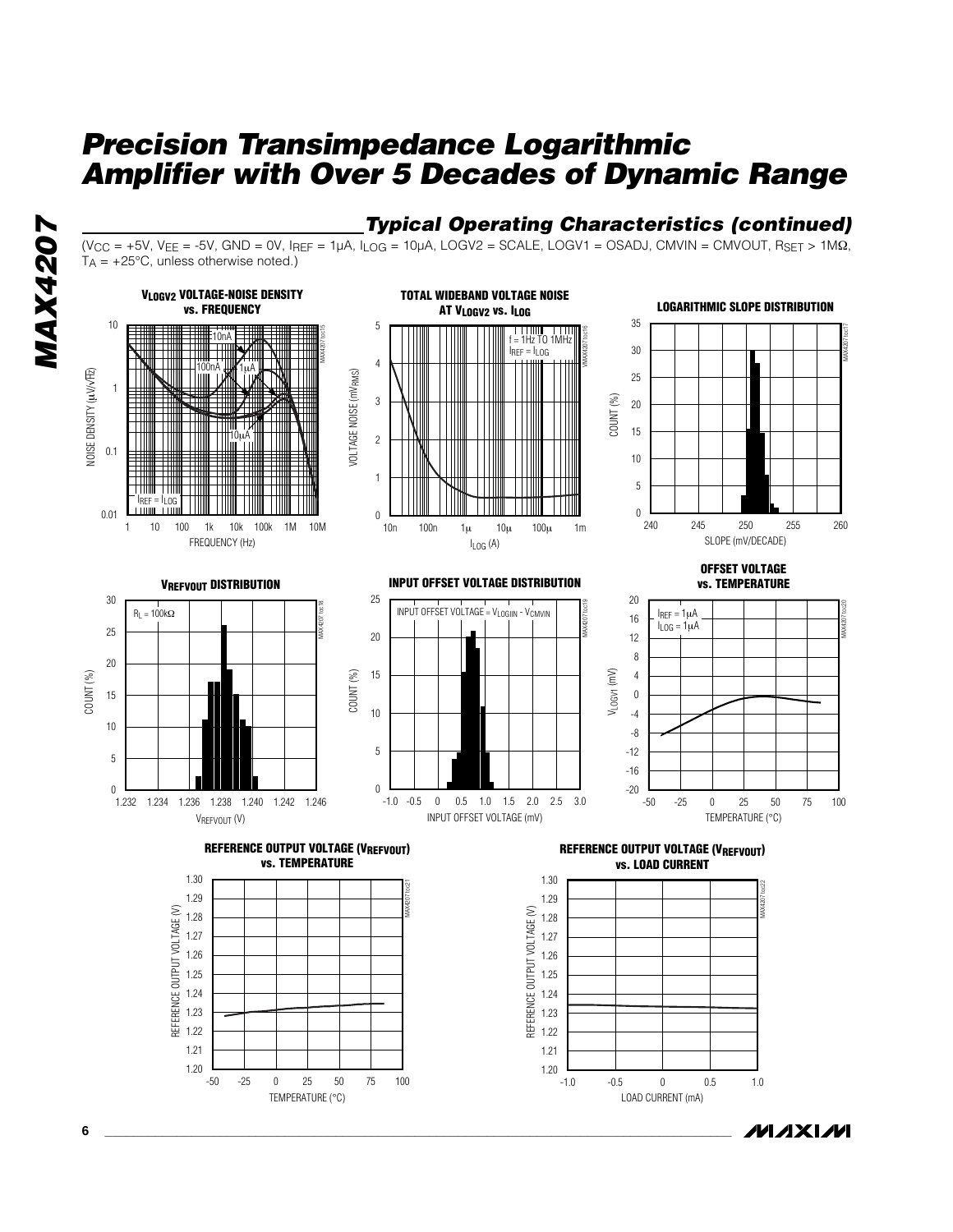## Typical Operating Characteristics (continued)

($V_{CC}$ = +5V, $V_{EE}$ = -5V, GND = 0V, $I_{REF}$ = 1µA, $I_{LOG}$ = 10µA, LOGV2 = SCALE, LOGV1 = OSADJ, CMVIN = CMVOUT, $R_{SET}$ > 1MΩ, $T_A$ = +25°C, unless otherwise noted.)

**$V_{LOGV2}$ VOLTAGE-NOISE DENSITY vs. FREQUENCY**

**TOTAL WIDEBAND VOLTAGE NOISE AT $V_{LOGV2}$ vs. $I_{LOG}$**

**LOGARITHMIC SLOPE DISTRIBUTION**

**$V_{REFVOUT}$ DISTRIBUTION**

**INPUT OFFSET VOLTAGE DISTRIBUTION**

**OFFSET VOLTAGE vs. TEMPERATURE**

**REFERENCE OUTPUT VOLTAGE ($V_{REFVOUT}$) vs. TEMPERATURE**

**REFERENCE OUTPUT VOLTAGE ($V_{REFVOUT}$) vs. LOAD CURRENT**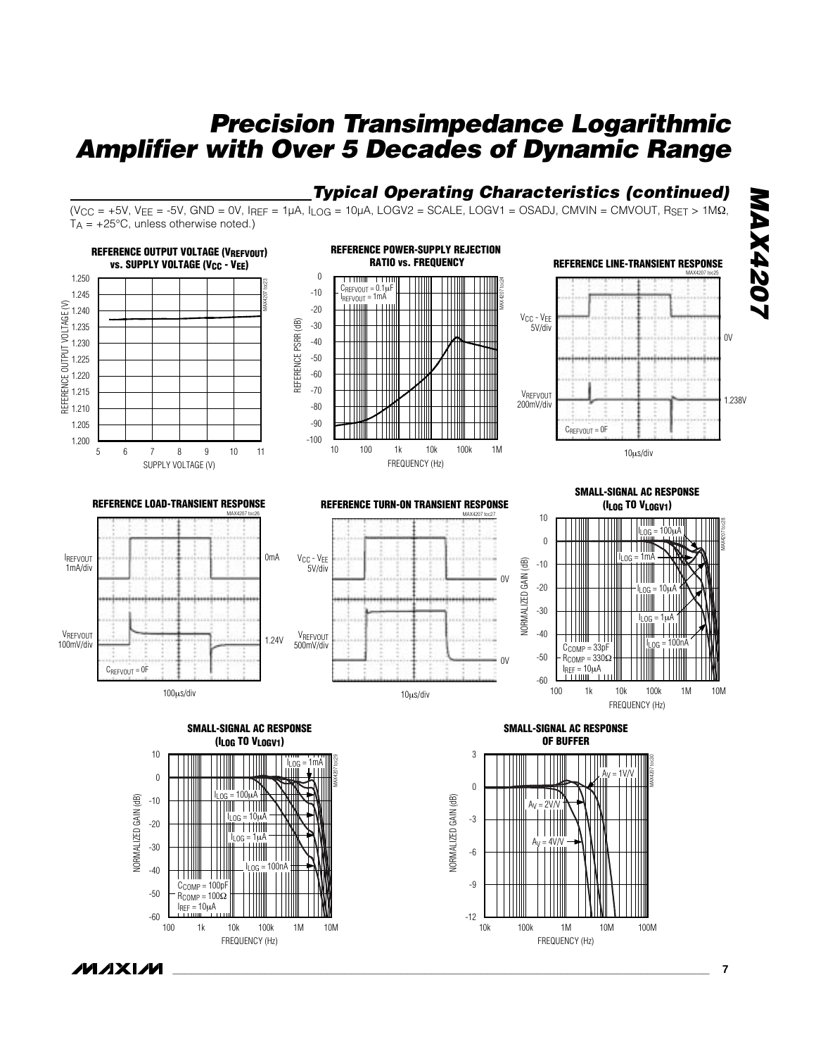## Typical Operating Characteristics (continued)

($V_{CC}$ = +5V, $V_{EE}$ = -5V, GND = 0V, $I_{REF}$ = 1µA, $I_{LOG}$ = 10µA, LOGV2 = SCALE, LOGV1 = OSADJ, CMVIN = CMVOUT, $R_{SET}$ > 1MΩ, $T_A$ = +25°C, unless otherwise noted.)

**REFERENCE OUTPUT VOLTAGE ($V_{REFVOUT}$) vs. SUPPLY VOLTAGE ($V_{CC}$ - $V_{EE}$)**

**REFERENCE POWER-SUPPLY REJECTION RATIO vs. FREQUENCY**

**REFERENCE LINE-TRANSIENT RESPONSE**

**REFERENCE LOAD-TRANSIENT RESPONSE**

**REFERENCE TURN-ON TRANSIENT RESPONSE**

**SMALL-SIGNAL AC RESPONSE ($I_{LOG}$ TO $V_{LOGV1}$)**

**SMALL-SIGNAL AC RESPONSE ($I_{LOG}$ TO $V_{LOGV1}$)**

**SMALL-SIGNAL AC RESPONSE OF BUFFER**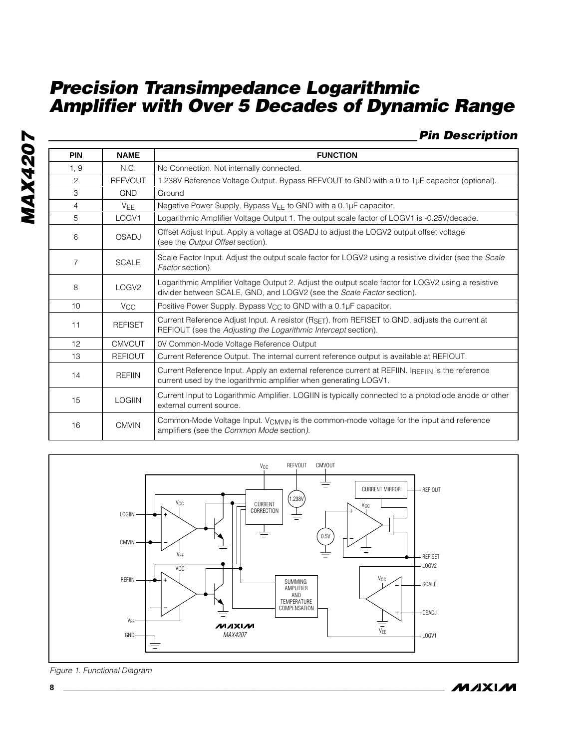## Pin Description

| PIN | NAME | FUNCTION |
|---|---|---|
| 1, 9 | N.C. | No Connection. Not internally connected. |
| 2 | REFVOUT | 1.238V Reference Voltage Output. Bypass REFVOUT to GND with a 0 to 1µF capacitor (optional). |
| 3 | GND | Ground |
| 4 | $V_{EE}$ | Negative Power Supply. Bypass $V_{EE}$ to GND with a 0.1µF capacitor. |
| 5 | LOGV1 | Logarithmic Amplifier Voltage Output 1. The output scale factor of LOGV1 is -0.25V/decade. |
| 6 | OSADJ | Offset Adjust Input. Apply a voltage at OSADJ to adjust the LOGV2 output offset voltage (see the *Output Offset* section). |
| 7 | SCALE | Scale Factor Input. Adjust the output scale factor for LOGV2 using a resistive divider (see the *Scale Factor* section). |
| 8 | LOGV2 | Logarithmic Amplifier Voltage Output 2. Adjust the output scale factor for LOGV2 using a resistive divider between SCALE, GND, and LOGV2 (see the *Scale Factor* section). |
| 10 | $V_{CC}$ | Positive Power Supply. Bypass $V_{CC}$ to GND with a 0.1µF capacitor. |
| 11 | REFISET | Current Reference Adjust Input. A resistor ($R_{SET}$), from REFISET to GND, adjusts the current at REFIOUT (see the *Adjusting the Logarithmic Intercept* section). |
| 12 | CMVOUT | 0V Common-Mode Voltage Reference Output |
| 13 | REFIOUT | Current Reference Output. The internal current reference output is available at REFIOUT. |
| 14 | REFIIN | Current Reference Input. Apply an external reference current at REFIIN. $I_{REFIIN}$ is the reference current used by the logarithmic amplifier when generating LOGV1. |
| 15 | LOGIIN | Current Input to Logarithmic Amplifier. LOGIIN is typically connected to a photodiode anode or other external current source. |
| 16 | CMVIN | Common-Mode Voltage Input. $V_{CMVIN}$ is the common-mode voltage for the input and reference amplifiers (see the *Common Mode* section). |

*Figure 1. Functional Diagram*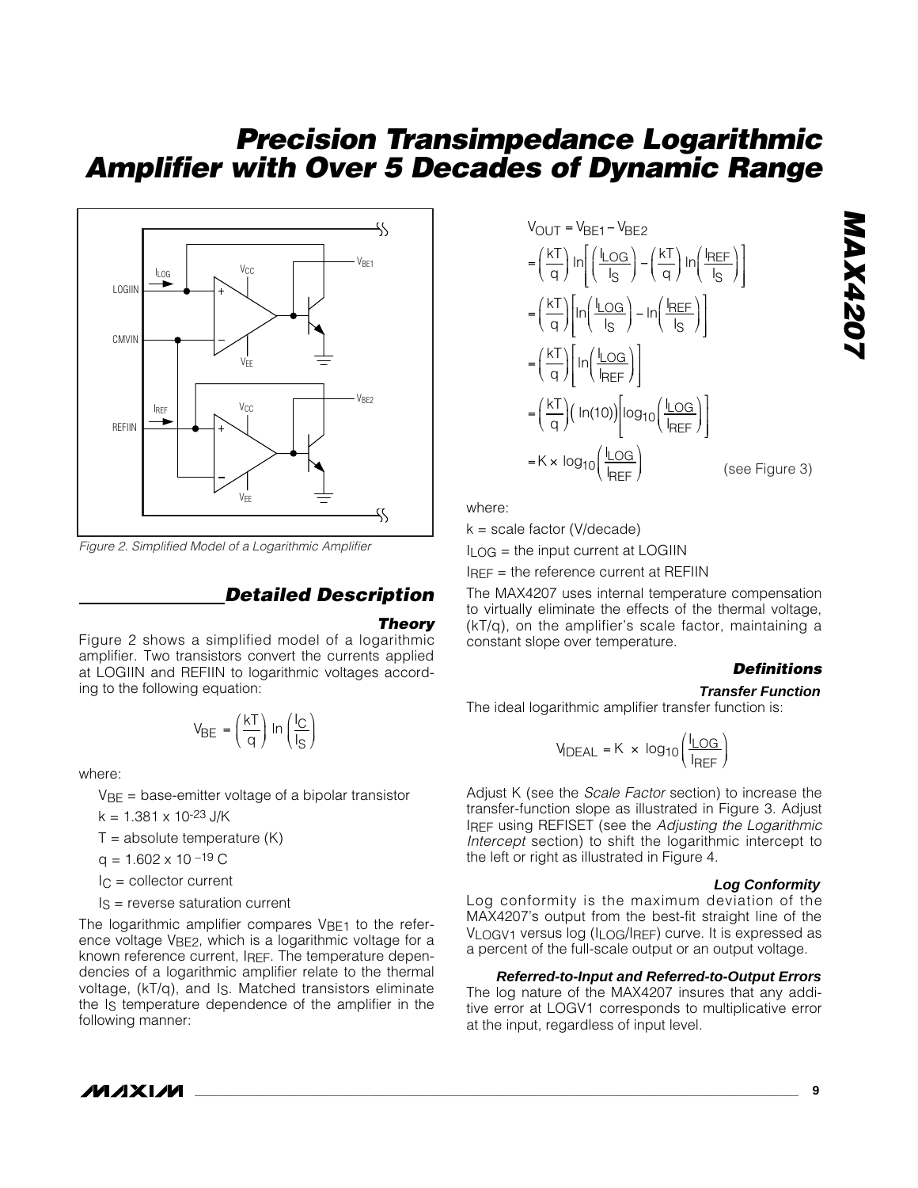Figure 2. Simplified Model of a Logarithmic Amplifier

## Detailed Description

### Theory

Figure 2 shows a simplified model of a logarithmic amplifier. Two transistors convert the currents applied at LOGIIN and REFIIN to logarithmic voltages according to the following equation:

$$V_{BE} = \left(\frac{kT}{q}\right) \ln\left(\frac{I_C}{I_S}\right)$$

where:

$V_{BE}$ = base-emitter voltage of a bipolar transistor

$k = 1.381 \times 10^{-23}$ J/K

$T$ = absolute temperature (K)

$q = 1.602 \times 10^{-19}$ C

$I_C$ = collector current

$I_S$ = reverse saturation current

The logarithmic amplifier compares $V_{BE1}$ to the reference voltage $V_{BE2}$, which is a logarithmic voltage for a known reference current, $I_{REF}$. The temperature dependencies of a logarithmic amplifier relate to the thermal voltage, (kT/q), and $I_S$. Matched transistors eliminate the $I_S$ temperature dependence of the amplifier in the following manner:

$$V_{OUT} = V_{BE1} - V_{BE2}$$

$$= \left(\frac{kT}{q}\right) \ln\left[\left(\frac{I_{LOG}}{I_S}\right) - \left(\frac{kT}{q}\right) \ln\left(\frac{I_{REF}}{I_S}\right)\right]$$

$$= \left(\frac{kT}{q}\right)\left[\ln\left(\frac{I_{LOG}}{I_S}\right) - \ln\left(\frac{I_{REF}}{I_S}\right)\right]$$

$$= \left(\frac{kT}{q}\right)\left[\ln\left(\frac{I_{LOG}}{I_{REF}}\right)\right]$$

$$= \left(\frac{kT}{q}\right)\left(\ln(10)\right)\left[\log_{10}\left(\frac{I_{LOG}}{I_{REF}}\right)\right]$$

$$= K \times \log_{10}\left(\frac{I_{LOG}}{I_{REF}}\right) \quad \text{(see Figure 3)}$$

where:

k = scale factor (V/decade)

$I_{LOG}$ = the input current at LOGIIN

$I_{REF}$ = the reference current at REFIIN

The MAX4207 uses internal temperature compensation to virtually eliminate the effects of the thermal voltage, (kT/q), on the amplifier's scale factor, maintaining a constant slope over temperature.

### Definitions

#### Transfer Function

The ideal logarithmic amplifier transfer function is:

$$V_{IDEAL} = K \times \log_{10}\left(\frac{I_{LOG}}{I_{REF}}\right)$$

Adjust K (see the *Scale Factor* section) to increase the transfer-function slope as illustrated in Figure 3. Adjust $I_{REF}$ using REFISET (see the *Adjusting the Logarithmic Intercept* section) to shift the logarithmic intercept to the left or right as illustrated in Figure 4.

#### Log Conformity

Log conformity is the maximum deviation of the MAX4207's output from the best-fit straight line of the $V_{LOGV1}$ versus log ($I_{LOG}/I_{REF}$) curve. It is expressed as a percent of the full-scale output or an output voltage.

#### Referred-to-Input and Referred-to-Output Errors

The log nature of the MAX4207 insures that any additive error at LOGV1 corresponds to multiplicative error at the input, regardless of input level.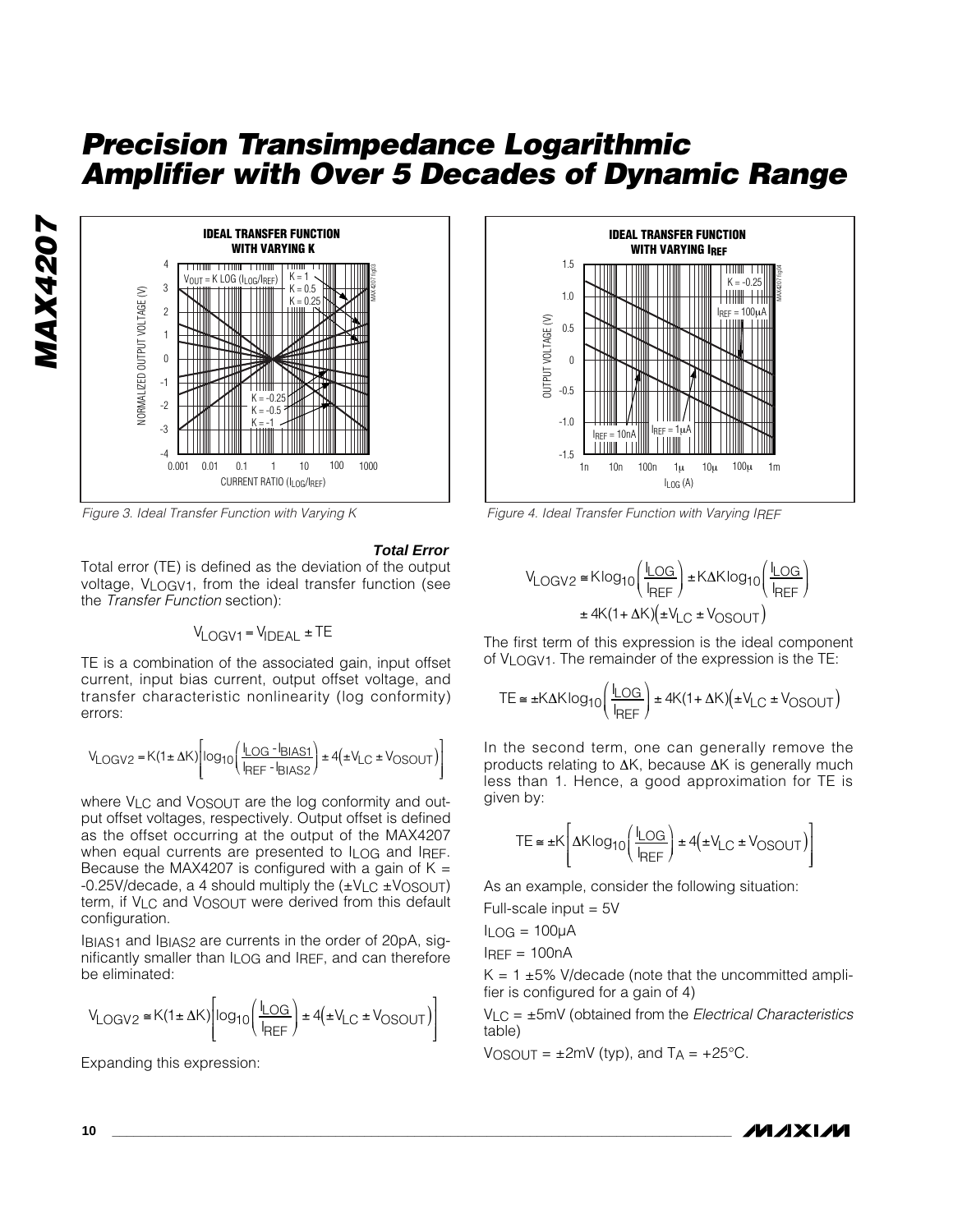# Precision Transimpedance Logarithmic Amplifier with Over 5 Decades of Dynamic Range

Figure 3. Ideal Transfer Function with Varying K

Figure 4. Ideal Transfer Function with Varying $I_{REF}$

### *Total Error*

Total error (TE) is defined as the deviation of the output voltage, $V_{LOGV1}$, from the ideal transfer function (see the *Transfer Function* section):

$$V_{LOGV1} = V_{IDEAL} \pm TE$$

TE is a combination of the associated gain, input offset current, input bias current, output offset voltage, and transfer characteristic nonlinearity (log conformity) errors:

$$V_{LOGV2} = K(1 \pm \Delta K)\left[\log_{10}\left(\frac{I_{LOG} - I_{BIAS1}}{I_{REF} - I_{BIAS2}}\right) \pm 4\left(\pm V_{LC} \pm V_{OSOUT}\right)\right]$$

where $V_{LC}$ and $V_{OSOUT}$ are the log conformity and output offset voltages, respectively. Output offset is defined as the offset occurring at the output of the MAX4207 when equal currents are presented to $I_{LOG}$ and $I_{REF}$. Because the MAX4207 is configured with a gain of K = -0.25V/decade, a 4 should multiply the ($\pm V_{LC} \pm V_{OSOUT}$) term, if $V_{LC}$ and $V_{OSOUT}$ were derived from this default configuration.

$I_{BIAS1}$ and $I_{BIAS2}$ are currents in the order of 20pA, significantly smaller than $I_{LOG}$ and $I_{REF}$, and can therefore be eliminated:

$$V_{LOGV2} \cong K(1 \pm \Delta K)\left[\log_{10}\left(\frac{I_{LOG}}{I_{REF}}\right) \pm 4\left(\pm V_{LC} \pm V_{OSOUT}\right)\right]$$

Expanding this expression:

$$V_{LOGV2} \cong K\log_{10}\left(\frac{I_{LOG}}{I_{REF}}\right) \pm K\Delta K\log_{10}\left(\frac{I_{LOG}}{I_{REF}}\right) \pm 4K(1 + \Delta K)\left(\pm V_{LC} \pm V_{OSOUT}\right)$$

The first term of this expression is the ideal component of $V_{LOGV1}$. The remainder of the expression is the TE:

$$TE \cong \pm K\Delta K\log_{10}\left(\frac{I_{LOG}}{I_{REF}}\right) \pm 4K(1 + \Delta K)\left(\pm V_{LC} \pm V_{OSOUT}\right)$$

In the second term, one can generally remove the products relating to $\Delta K$, because $\Delta K$ is generally much less than 1. Hence, a good approximation for TE is given by:

$$TE \cong \pm K\left[\Delta K\log_{10}\left(\frac{I_{LOG}}{I_{REF}}\right) \pm 4\left(\pm V_{LC} \pm V_{OSOUT}\right)\right]$$

As an example, consider the following situation:

Full-scale input = 5V

$I_{LOG}$ = 100µA

$I_{REF}$ = 100nA

K = 1 ±5% V/decade (note that the uncommitted amplifier is configured for a gain of 4)

$V_{LC}$ = ±5mV (obtained from the *Electrical Characteristics* table)

$V_{OSOUT}$ = ±2mV (typ), and $T_A$ = +25°C.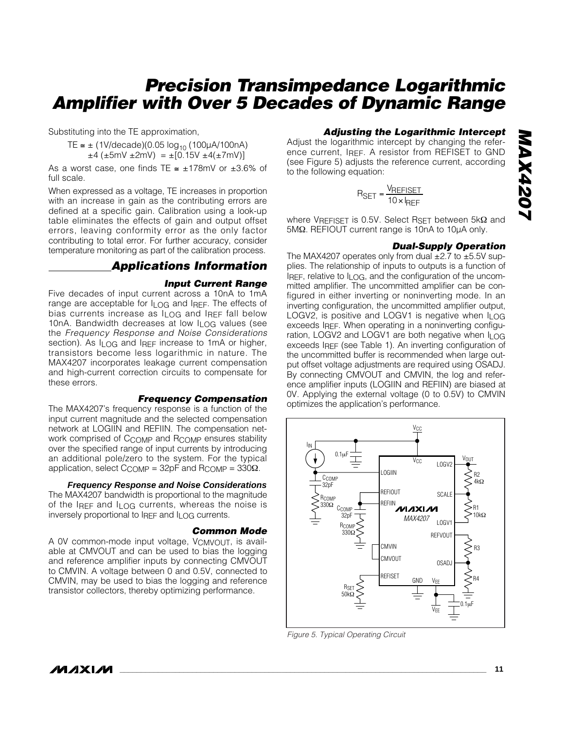Substituting into the TE approximation,

$$TE \cong \pm (1V/decade)(0.05 \log_{10} (100\mu A/100nA) \pm 4 (\pm 5mV \pm 2mV) = \pm[0.15V \pm 4(\pm 7mV)]$$

As a worst case, one finds TE ≅ ±178mV or ±3.6% of full scale.

When expressed as a voltage, TE increases in proportion with an increase in gain as the contributing errors are defined at a specific gain. Calibration using a look-up table eliminates the effects of gain and output offset errors, leaving conformity error as the only factor contributing to total error. For further accuracy, consider temperature monitoring as part of the calibration process.

## Applications Information

### Input Current Range

Five decades of input current across a 10nA to 1mA range are acceptable for $I_{LOG}$ and $I_{REF}$. The effects of bias currents increase as $I_{LOG}$ and $I_{REF}$ fall below 10nA. Bandwidth decreases at low $I_{LOG}$ values (see the *Frequency Response and Noise Considerations* section). As $I_{LOG}$ and $I_{REF}$ increase to 1mA or higher, transistors become less logarithmic in nature. The MAX4207 incorporates leakage current compensation and high-current correction circuits to compensate for these errors.

### Frequency Compensation

The MAX4207's frequency response is a function of the input current magnitude and the selected compensation network at LOGIIN and REFIIN. The compensation network comprised of $C_{COMP}$ and $R_{COMP}$ ensures stability over the specified range of input currents by introducing an additional pole/zero to the system. For the typical application, select $C_{COMP}$ = 32pF and $R_{COMP}$ = 330Ω.

#### Frequency Response and Noise Considerations

The MAX4207 bandwidth is proportional to the magnitude of the $I_{REF}$ and $I_{LOG}$ currents, whereas the noise is inversely proportional to $I_{REF}$ and $I_{LOG}$ currents.

### Common Mode

A 0V common-mode input voltage, $V_{CMVOUT}$, is available at CMVOUT and can be used to bias the logging and reference amplifier inputs by connecting CMVOUT to CMVIN. A voltage between 0 and 0.5V, connected to CMVIN, may be used to bias the logging and reference transistor collectors, thereby optimizing performance.

### Adjusting the Logarithmic Intercept

Adjust the logarithmic intercept by changing the reference current, $I_{REF}$. A resistor from REFISET to GND (see Figure 5) adjusts the reference current, according to the following equation:

$$R_{SET} = \frac{V_{REFISET}}{10 \times I_{REF}}$$

where $V_{REFISET}$ is 0.5V. Select $R_{SET}$ between 5kΩ and 5MΩ. REFIOUT current range is 10nA to 10µA only.

### Dual-Supply Operation

The MAX4207 operates only from dual ±2.7 to ±5.5V supplies. The relationship of inputs to outputs is a function of $I_{REF}$, relative to $I_{LOG}$, and the configuration of the uncommitted amplifier. The uncommitted amplifier can be configured in either inverting or noninverting mode. In an inverting configuration, the uncommitted amplifier output, LOGV2, is positive and LOGV1 is negative when $I_{LOG}$ exceeds $I_{REF}$. When operating in a noninverting configuration, LOGV2 and LOGV1 are both negative when $I_{LOG}$ exceeds $I_{REF}$ (see Table 1). An inverting configuration of the uncommitted buffer is recommended when large output offset voltage adjustments are required using OSADJ. By connecting CMVOUT and CMVIN, the log and reference amplifier inputs (LOGIIN and REFIIN) are biased at 0V. Applying the external voltage (0 to 0.5V) to CMVIN optimizes the application's performance.

*Figure 5. Typical Operating Circuit*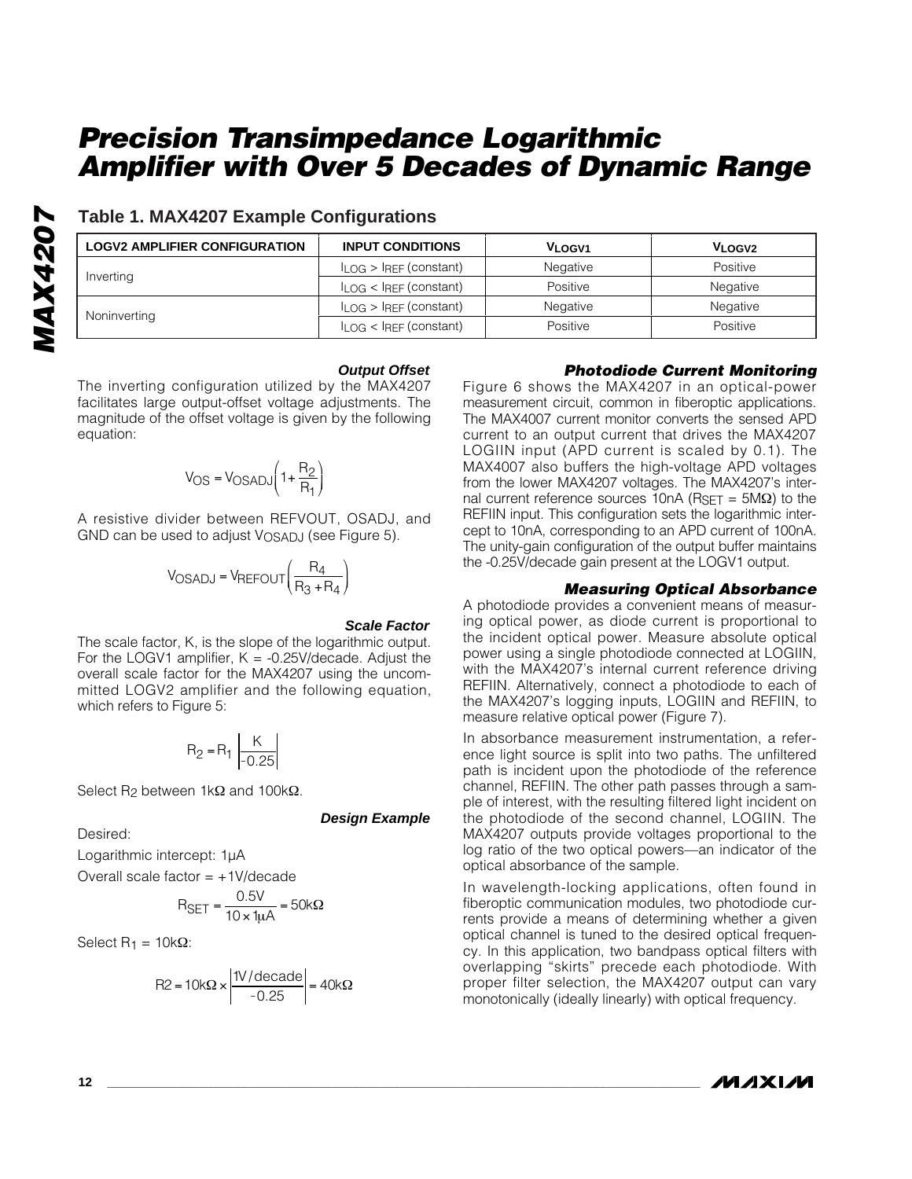# Precision Transimpedance Logarithmic Amplifier with Over 5 Decades of Dynamic Range

## Table 1. MAX4207 Example Configurations

| LOGV2 AMPLIFIER CONFIGURATION | INPUT CONDITIONS | $V_{LOGV1}$ | $V_{LOGV2}$ |
|---|---|---|---|
| Inverting | $I_{LOG} > I_{REF}$ (constant) | Negative | Positive |
| | $I_{LOG} < I_{REF}$ (constant) | Positive | Negative |
| Noninverting | $I_{LOG} > I_{REF}$ (constant) | Negative | Negative |
| | $I_{LOG} < I_{REF}$ (constant) | Positive | Positive |

### Output Offset

The inverting configuration utilized by the MAX4207 facilitates large output-offset voltage adjustments. The magnitude of the offset voltage is given by the following equation:

$$V_{OS} = V_{OSADJ}\left(1 + \frac{R_2}{R_1}\right)$$

A resistive divider between REFVOUT, OSADJ, and GND can be used to adjust $V_{OSADJ}$ (see Figure 5).

$$V_{OSADJ} = V_{REFOUT}\left(\frac{R_4}{R_3 + R_4}\right)$$

### Scale Factor

The scale factor, K, is the slope of the logarithmic output. For the LOGV1 amplifier, K = -0.25V/decade. Adjust the overall scale factor for the MAX4207 using the uncommitted LOGV2 amplifier and the following equation, which refers to Figure 5:

$$R_2 = R_1\left|\frac{K}{-0.25}\right|$$

Select $R_2$ between 1kΩ and 100kΩ.

### Design Example

Desired:

Logarithmic intercept: 1µA

Overall scale factor = +1V/decade

$$R_{SET} = \frac{0.5V}{10 \times 1\mu A} = 50k\Omega$$

Select $R_1$ = 10kΩ:

$$R2 = 10k\Omega \times \left|\frac{1V/decade}{-0.25}\right| = 40k\Omega$$

### Photodiode Current Monitoring

Figure 6 shows the MAX4207 in an optical-power measurement circuit, common in fiberoptic applications. The MAX4007 current monitor converts the sensed APD current to an output current that drives the MAX4207 LOGIIN input (APD current is scaled by 0.1). The MAX4007 also buffers the high-voltage APD voltages from the lower MAX4207 voltages. The MAX4207's internal current reference sources 10nA ($R_{SET}$ = 5MΩ) to the REFIIN input. This configuration sets the logarithmic intercept to 10nA, corresponding to an APD current of 100nA. The unity-gain configuration of the output buffer maintains the -0.25V/decade gain present at the LOGV1 output.

### Measuring Optical Absorbance

A photodiode provides a convenient means of measuring optical power, as diode current is proportional to the incident optical power. Measure absolute optical power using a single photodiode connected at LOGIIN, with the MAX4207's internal current reference driving REFIIN. Alternatively, connect a photodiode to each of the MAX4207's logging inputs, LOGIIN and REFIIN, to measure relative optical power (Figure 7).

In absorbance measurement instrumentation, a reference light source is split into two paths. The unfiltered path is incident upon the photodiode of the reference channel, REFIIN. The other path passes through a sample of interest, with the resulting filtered light incident on the photodiode of the second channel, LOGIIN. The MAX4207 outputs provide voltages proportional to the log ratio of the two optical powers—an indicator of the optical absorbance of the sample.

In wavelength-locking applications, often found in fiberoptic communication modules, two photodiode currents provide a means of determining whether a given optical channel is tuned to the desired optical frequency. In this application, two bandpass optical filters with overlapping "skirts" precede each photodiode. With proper filter selection, the MAX4207 output can vary monotonically (ideally linearly) with optical frequency.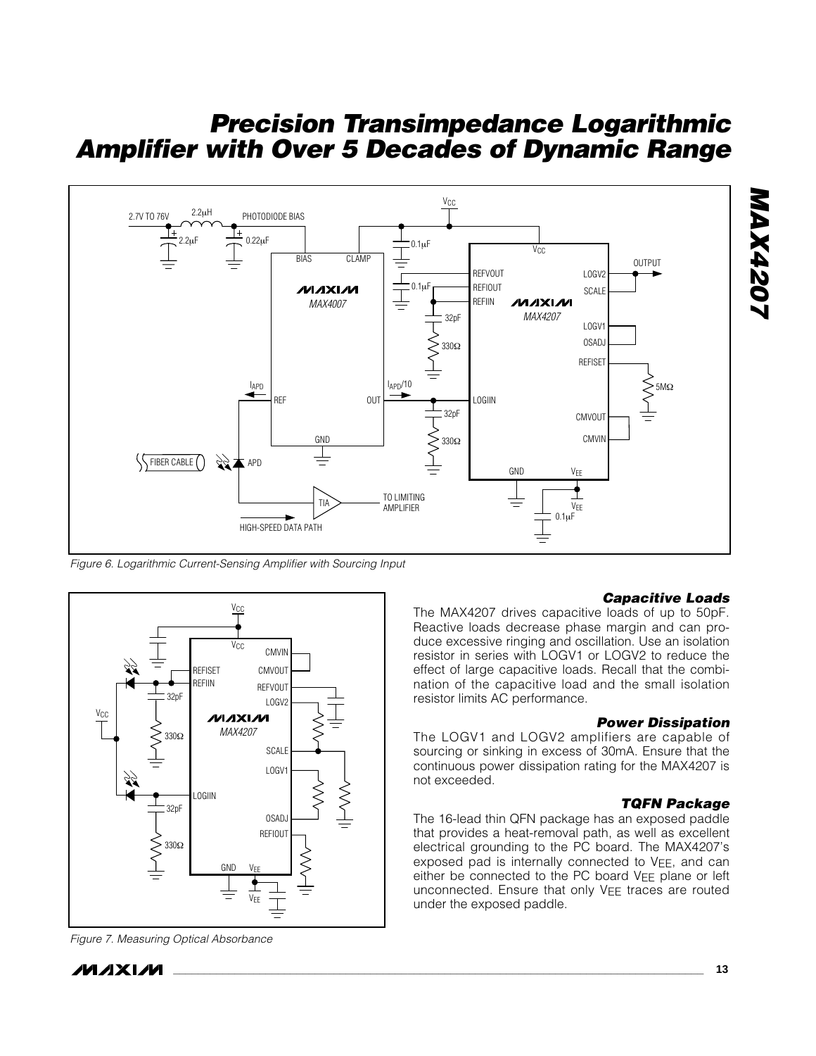Figure 6. Logarithmic Current-Sensing Amplifier with Sourcing Input

Figure 7. Measuring Optical Absorbance

### Capacitive Loads

The MAX4207 drives capacitive loads of up to 50pF. Reactive loads decrease phase margin and can produce excessive ringing and oscillation. Use an isolation resistor in series with LOGV1 or LOGV2 to reduce the effect of large capacitive loads. Recall that the combination of the capacitive load and the small isolation resistor limits AC performance.

### Power Dissipation

The LOGV1 and LOGV2 amplifiers are capable of sourcing or sinking in excess of 30mA. Ensure that the continuous power dissipation rating for the MAX4207 is not exceeded.

### TQFN Package

The 16-lead thin QFN package has an exposed paddle that provides a heat-removal path, as well as excellent electrical grounding to the PC board. The MAX4207's exposed pad is internally connected to $V_{EE}$, and can either be connected to the PC board $V_{EE}$ plane or left unconnected. Ensure that only $V_{EE}$ traces are routed under the exposed paddle.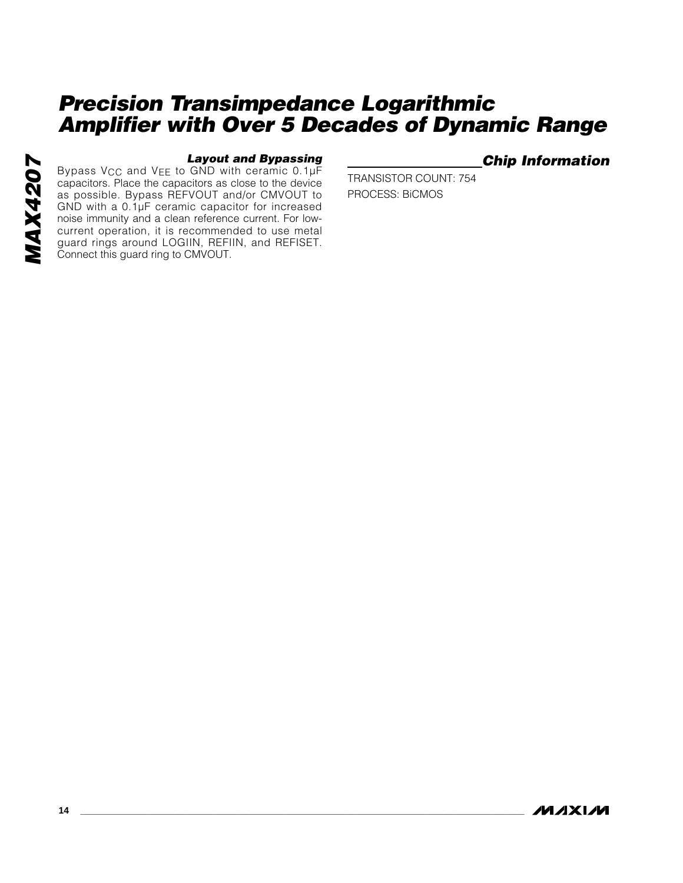### Layout and Bypassing

Bypass $V_{CC}$ and $V_{EE}$ to GND with ceramic 0.1µF capacitors. Place the capacitors as close to the device as possible. Bypass REFVOUT and/or CMVOUT to GND with a 0.1µF ceramic capacitor for increased noise immunity and a clean reference current. For low-current operation, it is recommended to use metal guard rings around LOGIIN, REFIIN, and REFISET. Connect this guard ring to CMVOUT.

## Chip Information

TRANSISTOR COUNT: 754

PROCESS: BiCMOS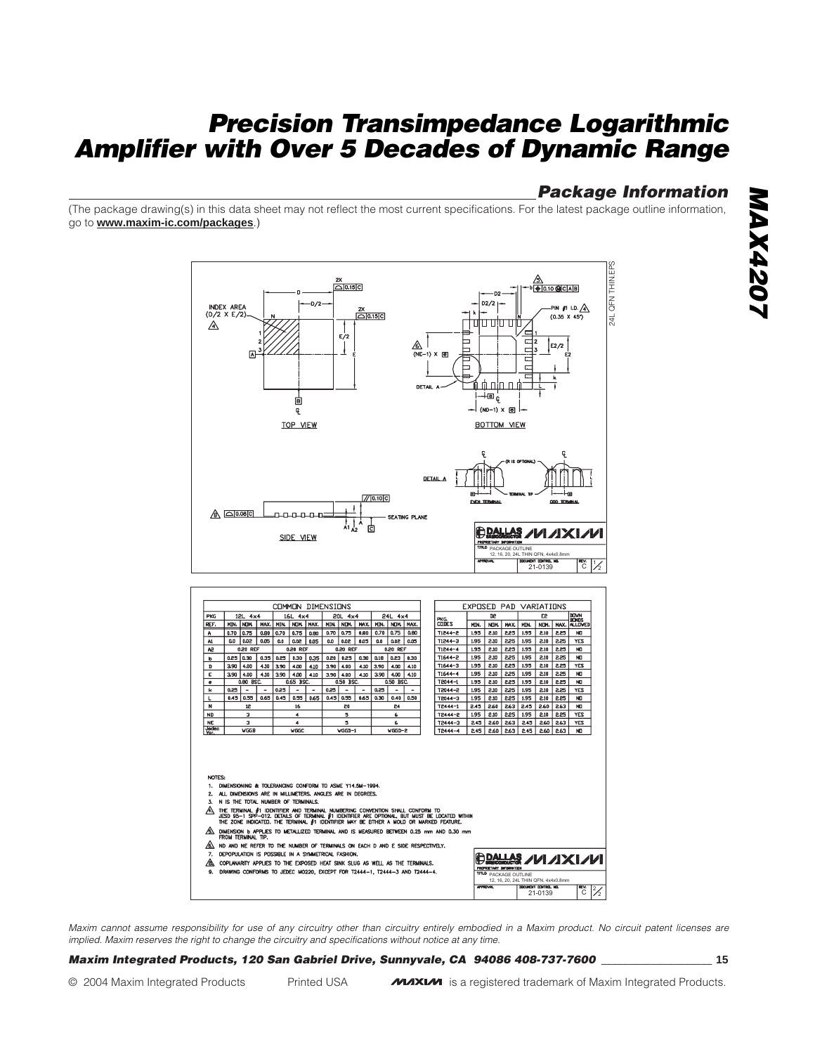## Package Information

(The package drawing(s) in this data sheet may not reflect the most current specifications. For the latest package outline information, go to **www.maxim-ic.com/packages**.)

24L QFN THIN.EPS

TOP VIEW

BOTTOM VIEW

SIDE VIEW

DETAIL A

PACKAGE OUTLINE
12, 16, 20, 24L THIN QFN, 4x4x0.8mm

21-0139 C 1/2

| COMMON DIMENSIONS | | | | | | | | | | | | |
|---|---|---|---|---|---|---|---|---|---|---|---|---|
| PKG | 12L 4x4 | | | 16L 4x4 | | | 20L 4x4 | | | 24L 4x4 | | |
| REF. | MIN. | NOM. | MAX. | MIN. | NOM. | MAX. | MIN. | NOM. | MAX. | MIN. | NOM. | MAX. |
| A | 0.70 | 0.75 | 0.80 | 0.70 | 0.75 | 0.80 | 0.70 | 0.75 | 0.80 | 0.70 | 0.75 | 0.80 |
| A1 | 0.0 | 0.02 | 0.05 | 0.0 | 0.02 | 0.05 | 0.0 | 0.02 | 0.05 | 0.0 | 0.02 | 0.05 |
| A2 | 0.20 REF | | | 0.20 REF | | | 0.20 REF | | | 0.20 REF | | |
| b | 0.25 | 0.30 | 0.35 | 0.25 | 0.30 | 0.35 | 0.20 | 0.25 | 0.30 | 0.18 | 0.23 | 0.30 |
| D | 3.90 | 4.00 | 4.10 | 3.90 | 4.00 | 4.10 | 3.90 | 4.00 | 4.10 | 3.90 | 4.00 | 4.10 |
| E | 3.90 | 4.00 | 4.10 | 3.90 | 4.00 | 4.10 | 3.90 | 4.00 | 4.10 | 3.90 | 4.00 | 4.10 |
| e | 0.80 BSC. | | | 0.65 BSC. | | | 0.50 BSC. | | | 0.50 BSC. | | |
| k | 0.25 | - | - | 0.25 | - | - | 0.25 | - | - | 0.25 | - | - |
| L | 0.45 | 0.55 | 0.65 | 0.45 | 0.55 | 0.65 | 0.45 | 0.55 | 0.65 | 0.30 | 0.40 | 0.50 |
| N | 12 | | | 16 | | | 20 | | | 24 | | |
| ND | 3 | | | 4 | | | 5 | | | 6 | | |
| NE | 3 | | | 4 | | | 5 | | | 6 | | |
| Jedec Var. | WGGB | | | WGGC | | | WGGD-1 | | | WGGD-2 | | |

| EXPOSED PAD VARIATIONS | | | | | | | |
|---|---|---|---|---|---|---|---|
| PKG. CODES | D2 | | | E2 | | | DOWN BONDS ALLOWED |
| | MIN. | NOM. | MAX. | MIN. | NOM. | MAX. | |
| T1244-2 | 1.95 | 2.10 | 2.25 | 1.95 | 2.10 | 2.25 | NO |
| T1244-3 | 1.95 | 2.10 | 2.25 | 1.95 | 2.10 | 2.25 | YES |
| T1244-4 | 1.95 | 2.10 | 2.25 | 1.95 | 2.10 | 2.25 | NO |
| T1644-2 | 1.95 | 2.10 | 2.25 | 1.95 | 2.10 | 2.25 | NO |
| T1644-3 | 1.95 | 2.10 | 2.25 | 1.95 | 2.10 | 2.25 | YES |
| T1644-4 | 1.95 | 2.10 | 2.25 | 1.95 | 2.10 | 2.25 | NO |
| T2044-1 | 1.95 | 2.10 | 2.25 | 1.95 | 2.10 | 2.25 | NO |
| T2044-2 | 1.95 | 2.10 | 2.25 | 1.95 | 2.10 | 2.25 | YES |
| T2044-3 | 1.95 | 2.10 | 2.25 | 1.95 | 2.10 | 2.25 | NO |
| T2444-1 | 2.45 | 2.60 | 2.63 | 2.45 | 2.60 | 2.63 | NO |
| T2444-2 | 1.95 | 2.10 | 2.25 | 1.95 | 2.10 | 2.25 | YES |
| T2444-3 | 2.45 | 2.60 | 2.63 | 2.45 | 2.60 | 2.63 | YES |
| T2444-4 | 2.45 | 2.60 | 2.63 | 2.45 | 2.60 | 2.63 | NO |

NOTES:

1. DIMENSIONING & TOLERANCING CONFORM TO ASME Y14.5M-1994.
2. ALL DIMENSIONS ARE IN MILLIMETERS. ANGLES ARE IN DEGREES.
3. N IS THE TOTAL NUMBER OF TERMINALS.
4. THE TERMINAL #1 IDENTIFIER AND TERMINAL NUMBERING CONVENTION SHALL CONFORM TO JESD 95-1 SPP-012. DETAILS OF TERMINAL #1 IDENTIFIER ARE OPTIONAL, BUT MUST BE LOCATED WITHIN THE ZONE INDICATED. THE TERMINAL #1 IDENTIFIER MAY BE EITHER A MOLD OR MARKED FEATURE.
5. DIMENSION b APPLIES TO METALLIZED TERMINAL AND IS MEASURED BETWEEN 0.25 mm AND 0.30 mm FROM TERMINAL TIP.
6. ND AND NE REFER TO THE NUMBER OF TERMINALS ON EACH D AND E SIDE RESPECTIVELY.
7. DEPOPULATION IS POSSIBLE IN A SYMMETRICAL FASHION.
8. COPLANARITY APPLIES TO THE EXPOSED HEAT SINK SLUG AS WELL AS THE TERMINALS.
9. DRAWING CONFORMS TO JEDEC MO220, EXCEPT FOR T2444-1, T2444-3 AND T2444-4.

PACKAGE OUTLINE
12, 16, 20, 24L THIN QFN, 4x4x0.8mm

21-0139 C 2/2

*Maxim cannot assume responsibility for use of any circuitry other than circuitry entirely embodied in a Maxim product. No circuit patent licenses are implied. Maxim reserves the right to change the circuitry and specifications without notice at any time.*

***Maxim Integrated Products, 120 San Gabriel Drive, Sunnyvale, CA 94086 408-737-7600***

© 2004 Maxim Integrated Products Printed USA MAXIM is a registered trademark of Maxim Integrated Products.